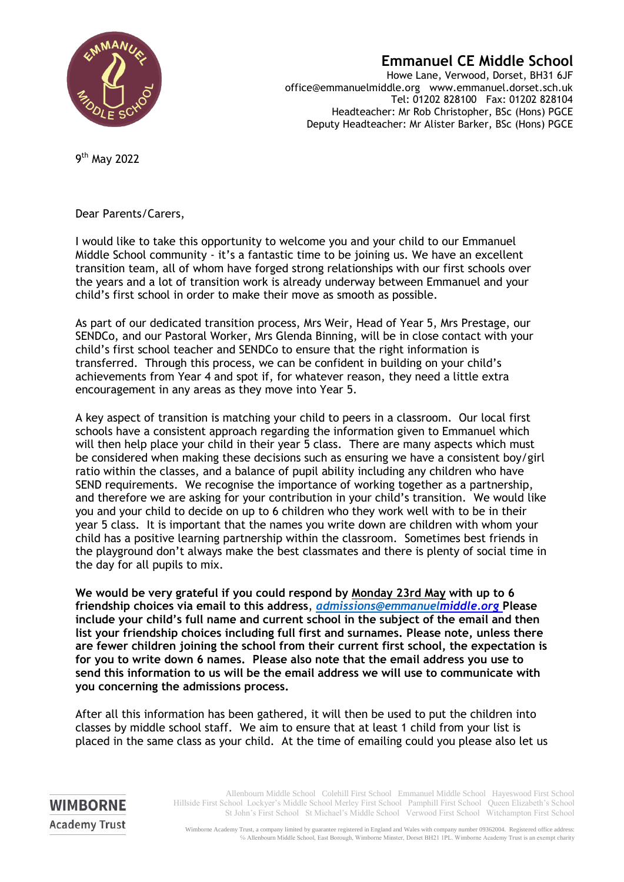# Emmanuel CE Middle School

Howe Lane, Verwood, Dorset, BH31 6JF
office@emmanuelmiddle.org www.emmanuel.dorset.sch.uk
Tel: 01202 828100 Fax: 01202 828104
Headteacher: Mr Rob Christopher, BSc (Hons) PGCE
Deputy Headteacher: Mr Alister Barker, BSc (Hons) PGCE

9th May 2022

Dear Parents/Carers,

I would like to take this opportunity to welcome you and your child to our Emmanuel Middle School community - it's a fantastic time to be joining us. We have an excellent transition team, all of whom have forged strong relationships with our first schools over the years and a lot of transition work is already underway between Emmanuel and your child's first school in order to make their move as smooth as possible.

As part of our dedicated transition process, Mrs Weir, Head of Year 5, Mrs Prestage, our SENDCo, and our Pastoral Worker, Mrs Glenda Binning, will be in close contact with your child's first school teacher and SENDCo to ensure that the right information is transferred. Through this process, we can be confident in building on your child's achievements from Year 4 and spot if, for whatever reason, they need a little extra encouragement in any areas as they move into Year 5.

A key aspect of transition is matching your child to peers in a classroom. Our local first schools have a consistent approach regarding the information given to Emmanuel which will then help place your child in their year 5 class. There are many aspects which must be considered when making these decisions such as ensuring we have a consistent boy/girl ratio within the classes, and a balance of pupil ability including any children who have SEND requirements. We recognise the importance of working together as a partnership, and therefore we are asking for your contribution in your child's transition. We would like you and your child to decide on up to 6 children who they work well with to be in their year 5 class. It is important that the names you write down are children with whom your child has a positive learning partnership within the classroom. Sometimes best friends in the playground don't always make the best classmates and there is plenty of social time in the day for all pupils to mix.

**We would be very grateful if you could respond by Monday 23rd May with up to 6 friendship choices via email to this address, *admissions@emmanuelmiddle.org* Please include your child's full name and current school in the subject of the email and then list your friendship choices including full first and surnames. Please note, unless there are fewer children joining the school from their current first school, the expectation is for you to write down 6 names. Please also note that the email address you use to send this information to us will be the email address we will use to communicate with you concerning the admissions process.**

After all this information has been gathered, it will then be used to put the children into classes by middle school staff. We aim to ensure that at least 1 child from your list is placed in the same class as your child. At the time of emailing could you please also let us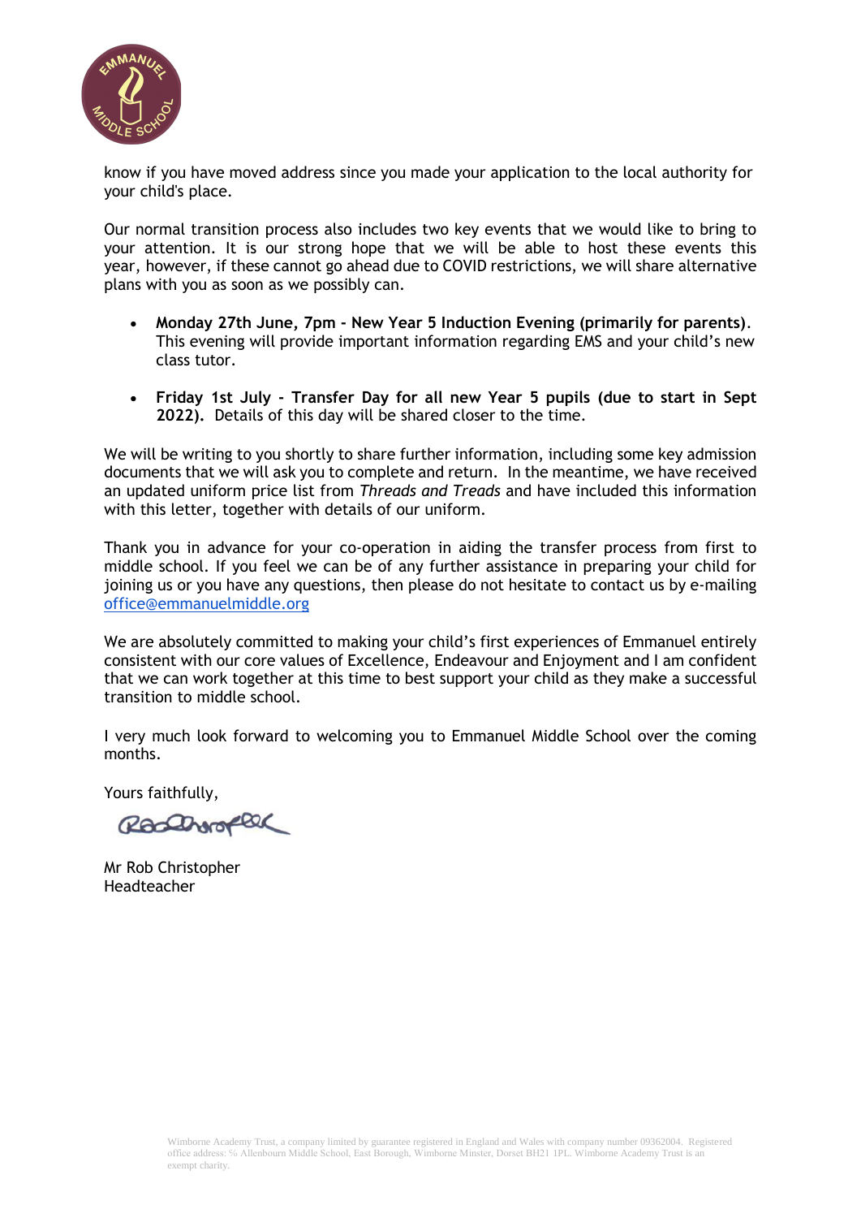know if you have moved address since you made your application to the local authority for your child's place.

Our normal transition process also includes two key events that we would like to bring to your attention. It is our strong hope that we will be able to host these events this year, however, if these cannot go ahead due to COVID restrictions, we will share alternative plans with you as soon as we possibly can.

- **Monday 27th June, 7pm - New Year 5 Induction Evening (primarily for parents)**. This evening will provide important information regarding EMS and your child's new class tutor.
- **Friday 1st July - Transfer Day for all new Year 5 pupils (due to start in Sept 2022).** Details of this day will be shared closer to the time.

We will be writing to you shortly to share further information, including some key admission documents that we will ask you to complete and return. In the meantime, we have received an updated uniform price list from *Threads and Treads* and have included this information with this letter, together with details of our uniform.

Thank you in advance for your co-operation in aiding the transfer process from first to middle school. If you feel we can be of any further assistance in preparing your child for joining us or you have any questions, then please do not hesitate to contact us by e-mailing office@emmanuelmiddle.org

We are absolutely committed to making your child's first experiences of Emmanuel entirely consistent with our core values of Excellence, Endeavour and Enjoyment and I am confident that we can work together at this time to best support your child as they make a successful transition to middle school.

I very much look forward to welcoming you to Emmanuel Middle School over the coming months.

Yours faithfully,

Mr Rob Christopher
Headteacher

Wimborne Academy Trust, a company limited by guarantee registered in England and Wales with company number 09362004. Registered office address: ℅ Allenbourn Middle School, East Borough, Wimborne Minster, Dorset BH21 1PL. Wimborne Academy Trust is an exempt charity.